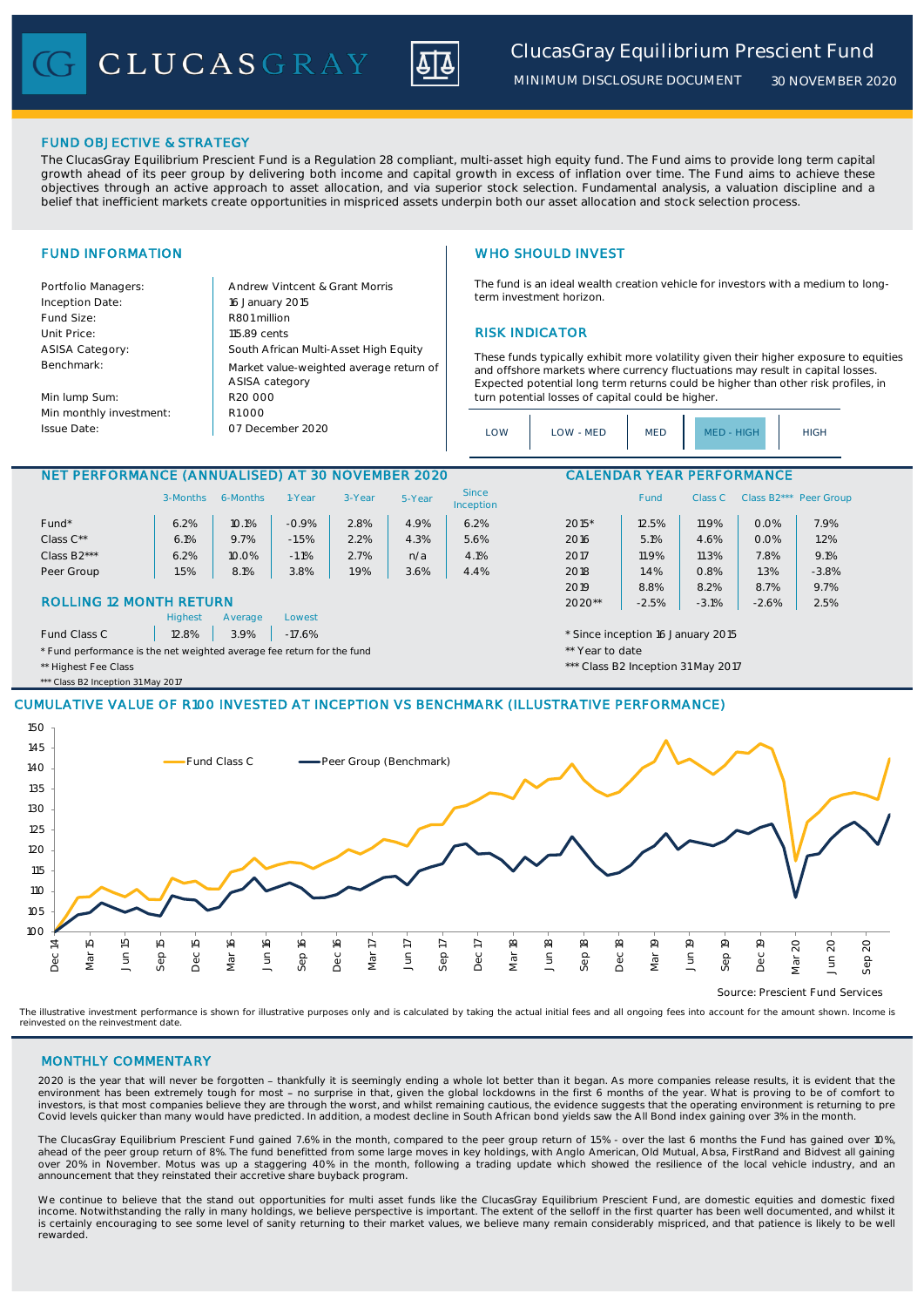# ClucasGray Equilibrium Prescient Fund

MINIMUM DISCLOSURE DOCUMENT 30 NOVEMBER 2020

## FUND OBJECTIVE & STRATEGY

The ClucasGray Equilibrium Prescient Fund is a Regulation 28 compliant, multi-asset high equity fund. The Fund aims to provide long term capital growth ahead of its peer group by delivering both income and capital growth in excess of inflation over time. The Fund aims to achieve these objectives through an active approach to asset allocation, and via superior stock selection. Fundamental analysis, a valuation discipline and a belief that inefficient markets create opportunities in mispriced assets underpin both our asset allocation and stock selection process.

## FUND INFORMATION

| | |
|---|---|
| Portfolio Managers: | Andrew Vintcent & Grant Morris |
| Inception Date: | 16 January 2015 |
| Fund Size: | R801 million |
| Unit Price: | 115.89 cents |
| ASISA Category: | South African Multi-Asset High Equity |
| Benchmark: | Market value-weighted average return of ASISA category |
| Min lump Sum: | R20 000 |
| Min monthly investment: | R1 000 |
| Issue Date: | 07 December 2020 |

## WHO SHOULD INVEST

The fund is an ideal wealth creation vehicle for investors with a medium to long-term investment horizon.

## RISK INDICATOR

These funds typically exhibit more volatility given their higher exposure to equities and offshore markets where currency fluctuations may result in capital losses. Expected potential long term returns could be higher than other risk profiles, in turn potential losses of capital could be higher.

LOW | LOW - MED | MED | **MED - HIGH** | HIGH

## NET PERFORMANCE (ANNUALISED) AT 30 NOVEMBER 2020

| | 3-Months | 6-Months | 1-Year | 3-Year | 5-Year | Since Inception |
|---|---|---|---|---|---|---|
| Fund* | 6.2% | 10.1% | -0.9% | 2.8% | 4.9% | 6.2% |
| Class C** | 6.1% | 9.7% | -1.5% | 2.2% | 4.3% | 5.6% |
| Class B2*** | 6.2% | 10.0% | -1.1% | 2.7% | n/a | 4.1% |
| Peer Group | 1.5% | 8.1% | 3.8% | 1.9% | 3.6% | 4.4% |

## ROLLING 12 MONTH RETURN

| | Highest | Average | Lowest |
|---|---|---|---|
| Fund Class C | 12.8% | 3.9% | -17.6% |

\* Fund performance is the net weighted average fee return for the fund

** Highest Fee Class

*** Class B2 Inception 31 May 2017

## CALENDAR YEAR PERFORMANCE

| | Fund | Class C | Class B2*** | Peer Group |
|---|---|---|---|---|
| 2015* | 12.5% | 11.9% | 0.0% | 7.9% |
| 2016 | 5.1% | 4.6% | 0.0% | 1.2% |
| 2017 | 11.9% | 11.3% | 7.8% | 9.1% |
| 2018 | 1.4% | 0.8% | 1.3% | -3.8% |
| 2019 | 8.8% | 8.2% | 8.7% | 9.7% |
| 2020** | -2.5% | -3.1% | -2.6% | 2.5% |

\* Since inception 16 January 2015

** Year to date

*** Class B2 Inception 31 May 2017

## CUMULATIVE VALUE OF R100 INVESTED AT INCEPTION VS BENCHMARK (ILLUSTRATIVE PERFORMANCE)

Source: Prescient Fund Services

The illustrative investment performance is shown for illustrative purposes only and is calculated by taking the actual initial fees and all ongoing fees into account for the amount shown. Income is reinvested on the reinvestment date.

## MONTHLY COMMENTARY

2020 is the year that will never be forgotten – thankfully it is seemingly ending a whole lot better than it began. As more companies release results, it is evident that the environment has been extremely tough for most – no surprise in that, given the global lockdowns in the first 6 months of the year. What is proving to be of comfort to investors, is that most companies believe they are through the worst, and whilst remaining cautious, the evidence suggests that the operating environment is returning to pre Covid levels quicker than many would have predicted. In addition, a modest decline in South African bond yields saw the All Bond index gaining over 3% in the month.

The ClucasGray Equilibrium Prescient Fund gained 7.6% in the month, compared to the peer group return of 1.5% - over the last 6 months the Fund has gained over 10%, ahead of the peer group return of 8%. The fund benefitted from some large moves in key holdings, with Anglo American, Old Mutual, Absa, FirstRand and Bidvest all gaining over 20% in November. Motus was up a staggering 40% in the month, following a trading update which showed the resilience of the local vehicle industry, and an announcement that they reinstated their accretive share buyback program.

We continue to believe that the stand out opportunities for multi asset funds like the ClucasGray Equilibrium Prescient Fund, are domestic equities and domestic fixed income. Notwithstanding the rally in many holdings, we believe perspective is important. The extent of the selloff in the first quarter has been well documented, and whilst it is certainly encouraging to see some level of sanity returning to their market values, we believe many remain considerably mispriced, and that patience is likely to be well rewarded.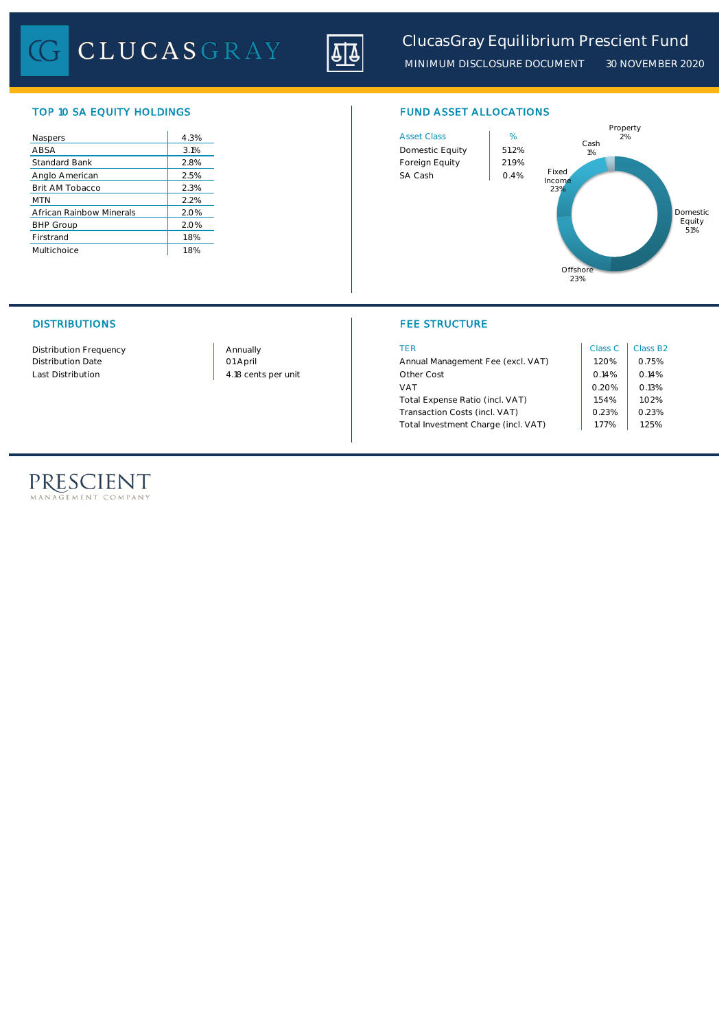# ClucasGray Equilibrium Prescient Fund

MINIMUM DISCLOSURE DOCUMENT 30 NOVEMBER 2020

## TOP 10 SA EQUITY HOLDINGS

| Holding | % |
|---|---|
| Naspers | 4.3% |
| ABSA | 3.1% |
| Standard Bank | 2.8% |
| Anglo American | 2.5% |
| Brit AM Tobacco | 2.3% |
| MTN | 2.2% |
| African Rainbow Minerals | 2.0% |
| BHP Group | 2.0% |
| Firstrand | 1.8% |
| Multichoice | 1.8% |

## FUND ASSET ALLOCATIONS

| Asset Class | % |
|---|---|
| Domestic Equity | 51.2% |
| Foreign Equity | 21.9% |
| SA Cash | 0.4% |

Domestic Equity 51%, Offshore 23%, Fixed Income 23%, Cash 1%, Property 2%

## DISTRIBUTIONS

| | |
|---|---|
| Distribution Frequency | Annually |
| Distribution Date | 01 April |
| Last Distribution | 4.18 cents per unit |

## FEE STRUCTURE

| TER | Class C | Class B2 |
|---|---|---|
| Annual Management Fee (excl. VAT) | 1.20% | 0.75% |
| Other Cost | 0.14% | 0.14% |
| VAT | 0.20% | 0.13% |
| Total Expense Ratio (incl. VAT) | 1.54% | 1.02% |
| Transaction Costs (incl. VAT) | 0.23% | 0.23% |
| Total Investment Charge (incl. VAT) | 1.77% | 1.25% |

PRESCIENT MANAGEMENT COMPANY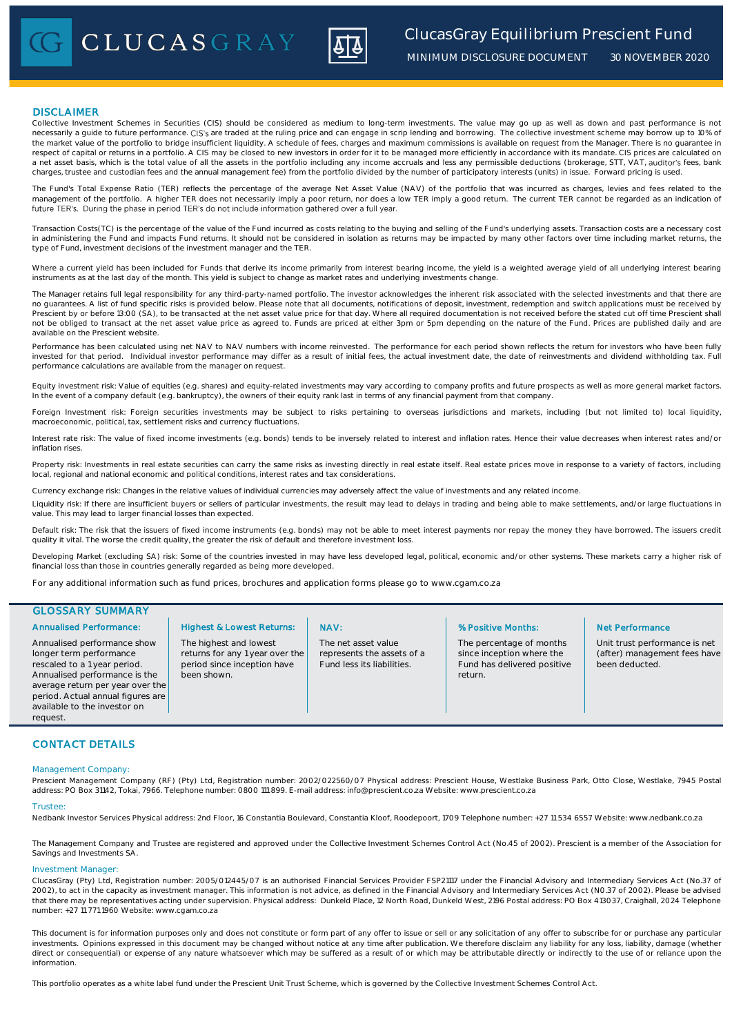## DISCLAIMER

Collective Investment Schemes in Securities (CIS) should be considered as medium to long-term investments. The value may go up as well as down and past performance is not necessarily a guide to future performance. CIS's are traded at the ruling price and can engage in scrip lending and borrowing. The collective investment scheme may borrow up to 10% of the market value of the portfolio to bridge insufficient liquidity. A schedule of fees, charges and maximum commissions is available on request from the Manager. There is no guarantee in respect of capital or returns in a portfolio. A CIS may be closed to new investors in order for it to be managed more efficiently in accordance with its mandate. CIS prices are calculated on a net asset basis, which is the total value of all the assets in the portfolio including any income accruals and less any permissible deductions (brokerage, STT, VAT, auditor's fees, bank charges, trustee and custodian fees and the annual management fee) from the portfolio divided by the number of participatory interests (units) in issue. Forward pricing is used.

The Fund's Total Expense Ratio (TER) reflects the percentage of the average Net Asset Value (NAV) of the portfolio that was incurred as charges, levies and fees related to the management of the portfolio. A higher TER does not necessarily imply a poor return, nor does a low TER imply a good return. The current TER cannot be regarded as an indication of future TER's. During the phase in period TER's do not include information gathered over a full year.

Transaction Costs(TC) is the percentage of the value of the Fund incurred as costs relating to the buying and selling of the Fund's underlying assets. Transaction costs are a necessary cost in administering the Fund and impacts Fund returns. It should not be considered in isolation as returns may be impacted by many other factors over time including market returns, the type of Fund, investment decisions of the investment manager and the TER.

Where a current yield has been included for Funds that derive its income primarily from interest bearing income, the yield is a weighted average yield of all underlying interest bearing instruments as at the last day of the month. This yield is subject to change as market rates and underlying investments change.

The Manager retains full legal responsibility for any third-party-named portfolio. The investor acknowledges the inherent risk associated with the selected investments and that there are no guarantees. A list of fund specific risks is provided below. Please note that all documents, notifications of deposit, investment, redemption and switch applications must be received by Prescient by or before 13:00 (SA), to be transacted at the net asset value price for that day. Where all required documentation is not received before the stated cut off time Prescient shall not be obliged to transact at the net asset value price as agreed to. Funds are priced at either 3pm or 5pm depending on the nature of the Fund. Prices are published daily and are available on the Prescient website.

Performance has been calculated using net NAV to NAV numbers with income reinvested. The performance for each period shown reflects the return for investors who have been fully invested for that period. Individual investor performance may differ as a result of initial fees, the actual investment date, the date of reinvestments and dividend withholding tax. Full performance calculations are available from the manager on request.

Equity investment risk: Value of equities (e.g. shares) and equity-related investments may vary according to company profits and future prospects as well as more general market factors. In the event of a company default (e.g. bankruptcy), the owners of their equity rank last in terms of any financial payment from that company.

Foreign Investment risk: Foreign securities investments may be subject to risks pertaining to overseas jurisdictions and markets, including (but not limited to) local liquidity, macroeconomic, political, tax, settlement risks and currency fluctuations.

Interest rate risk: The value of fixed income investments (e.g. bonds) tends to be inversely related to interest and inflation rates. Hence their value decreases when interest rates and/or inflation rises.

Property risk: Investments in real estate securities can carry the same risks as investing directly in real estate itself. Real estate prices move in response to a variety of factors, including local, regional and national economic and political conditions, interest rates and tax considerations.

Currency exchange risk: Changes in the relative values of individual currencies may adversely affect the value of investments and any related income.

Liquidity risk: If there are insufficient buyers or sellers of particular investments, the result may lead to delays in trading and being able to make settlements, and/or large fluctuations in value. This may lead to larger financial losses than expected.

Default risk: The risk that the issuers of fixed income instruments (e.g. bonds) may not be able to meet interest payments nor repay the money they have borrowed. The issuers credit quality it vital. The worse the credit quality, the greater the risk of default and therefore investment loss.

Developing Market (excluding SA) risk: Some of the countries invested in may have less developed legal, political, economic and/or other systems. These markets carry a higher risk of financial loss than those in countries generally regarded as being more developed.

For any additional information such as fund prices, brochures and application forms please go to www.cgam.co.za

## GLOSSARY SUMMARY

**Annualised Performance:**
Annualised performance show longer term performance rescaled to a 1 year period. Annualised performance is the average return per year over the period. Actual annual figures are available to the investor on request.

**Highest & Lowest Returns:**
The highest and lowest returns for any 1 year over the period since inception have been shown.

**NAV:**
The net asset value represents the assets of a Fund less its liabilities.

**% Positive Months:**
The percentage of months since inception where the Fund has delivered positive return.

**Net Performance**
Unit trust performance is net (after) management fees have been deducted.

## CONTACT DETAILS

### Management Company:

Prescient Management Company (RF) (Pty) Ltd, Registration number: 2002/022560/07 Physical address: Prescient House, Westlake Business Park, Otto Close, Westlake, 7945 Postal address: PO Box 31142, Tokai, 7966. Telephone number: 0800 111 899. E-mail address: info@prescient.co.za Website: www.prescient.co.za

### Trustee:

Nedbank Investor Services Physical address: 2nd Floor, 16 Constantia Boulevard, Constantia Kloof, Roodepoort, 1709 Telephone number: +27 11 534 6557 Website: www.nedbank.co.za

The Management Company and Trustee are registered and approved under the Collective Investment Schemes Control Act (No.45 of 2002). Prescient is a member of the Association for Savings and Investments SA.

### Investment Manager:

ClucasGray (Pty) Ltd, Registration number: 2005/012445/07 is an authorised Financial Services Provider FSP21117 under the Financial Advisory and Intermediary Services Act (No.37 of 2002), to act in the capacity as investment manager. This information is not advice, as defined in the Financial Advisory and Intermediary Services Act (NO.37 of 2002). Please be advised that there may be representatives acting under supervision. Physical address: Dunkeld Place, 12 North Road, Dunkeld West, 2196 Postal address: PO Box 413037, Craighall, 2024 Telephone number: +27 11 771 1960 Website: www.cgam.co.za

This document is for information purposes only and does not constitute or form part of any offer to issue or sell or any solicitation of any offer to subscribe for or purchase any particular investments. Opinions expressed in this document may be changed without notice at any time after publication. We therefore disclaim any liability for any loss, liability, damage (whether direct or consequential) or expense of any nature whatsoever which may be suffered as a result of or which may be attributable directly or indirectly to the use of or reliance upon the information.

This portfolio operates as a white label fund under the Prescient Unit Trust Scheme, which is governed by the Collective Investment Schemes Control Act.